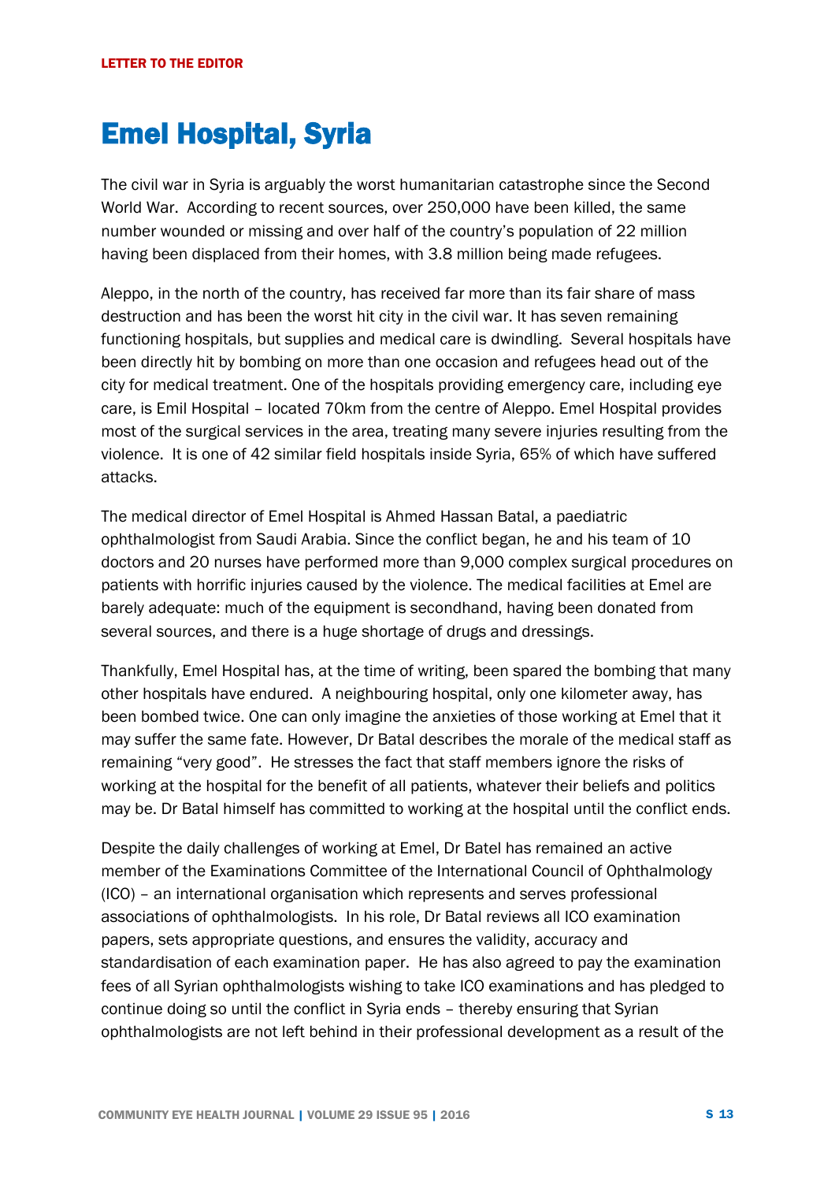LETTER TO THE EDITOR

# Emel Hospital, Syria

The civil war in Syria is arguably the worst humanitarian catastrophe since the Second World War. According to recent sources, over 250,000 have been killed, the same number wounded or missing and over half of the country's population of 22 million having been displaced from their homes, with 3.8 million being made refugees.

Aleppo, in the north of the country, has received far more than its fair share of mass destruction and has been the worst hit city in the civil war. It has seven remaining functioning hospitals, but supplies and medical care is dwindling. Several hospitals have been directly hit by bombing on more than one occasion and refugees head out of the city for medical treatment. One of the hospitals providing emergency care, including eye care, is Emil Hospital – located 70km from the centre of Aleppo. Emel Hospital provides most of the surgical services in the area, treating many severe injuries resulting from the violence. It is one of 42 similar field hospitals inside Syria, 65% of which have suffered attacks.

The medical director of Emel Hospital is Ahmed Hassan Batal, a paediatric ophthalmologist from Saudi Arabia. Since the conflict began, he and his team of 10 doctors and 20 nurses have performed more than 9,000 complex surgical procedures on patients with horrific injuries caused by the violence. The medical facilities at Emel are barely adequate: much of the equipment is secondhand, having been donated from several sources, and there is a huge shortage of drugs and dressings.

Thankfully, Emel Hospital has, at the time of writing, been spared the bombing that many other hospitals have endured. A neighbouring hospital, only one kilometer away, has been bombed twice. One can only imagine the anxieties of those working at Emel that it may suffer the same fate. However, Dr Batal describes the morale of the medical staff as remaining "very good". He stresses the fact that staff members ignore the risks of working at the hospital for the benefit of all patients, whatever their beliefs and politics may be. Dr Batal himself has committed to working at the hospital until the conflict ends.

Despite the daily challenges of working at Emel, Dr Batel has remained an active member of the Examinations Committee of the International Council of Ophthalmology (ICO) – an international organisation which represents and serves professional associations of ophthalmologists. In his role, Dr Batal reviews all ICO examination papers, sets appropriate questions, and ensures the validity, accuracy and standardisation of each examination paper. He has also agreed to pay the examination fees of all Syrian ophthalmologists wishing to take ICO examinations and has pledged to continue doing so until the conflict in Syria ends – thereby ensuring that Syrian ophthalmologists are not left behind in their professional development as a result of the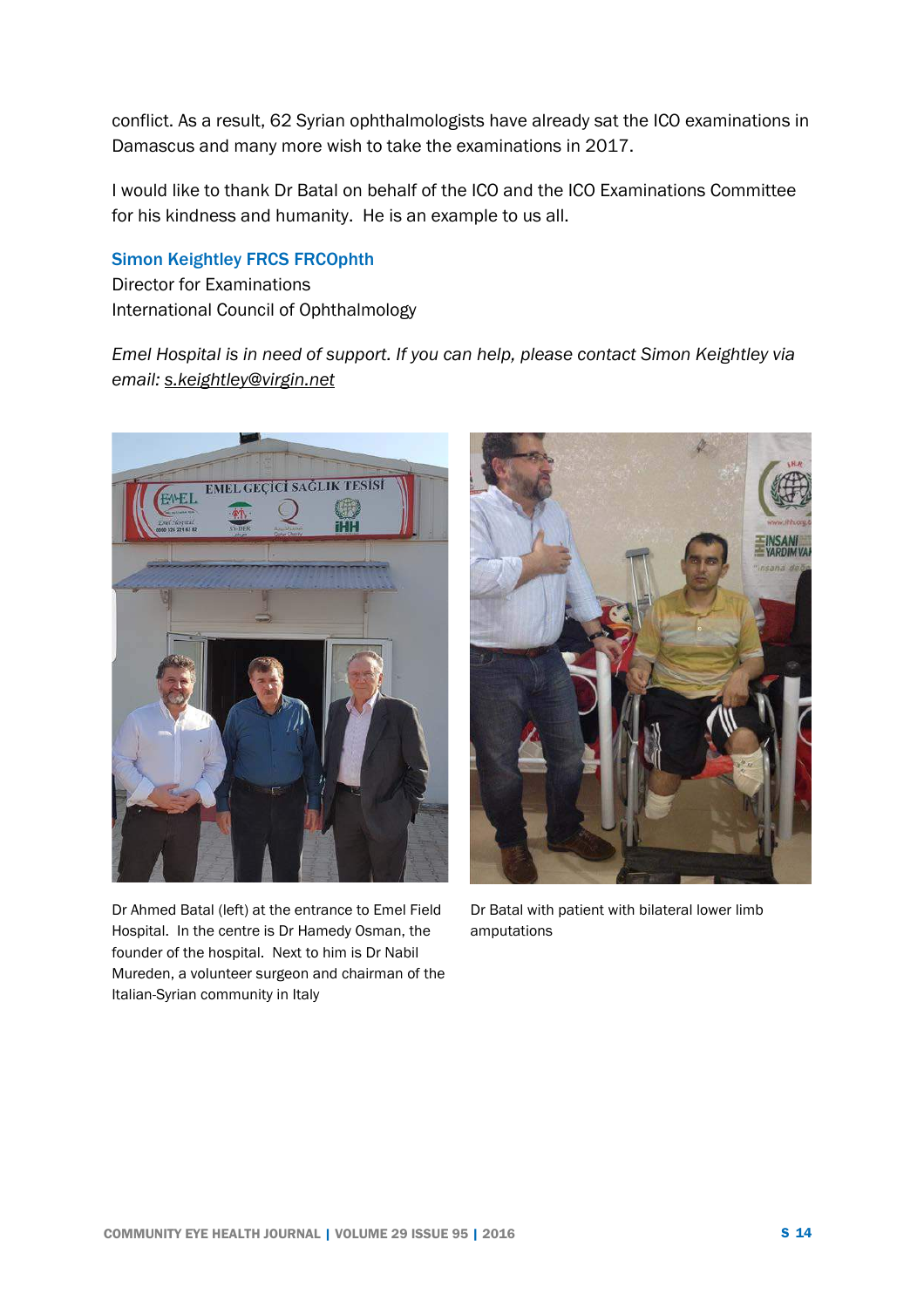conflict. As a result, 62 Syrian ophthalmologists have already sat the ICO examinations in Damascus and many more wish to take the examinations in 2017.

I would like to thank Dr Batal on behalf of the ICO and the ICO Examinations Committee for his kindness and humanity. He is an example to us all.

**Simon Keightley FRCS FRCOphth**
Director for Examinations
International Council of Ophthalmology

*Emel Hospital is in need of support. If you can help, please contact Simon Keightley via email: s.keightley@virgin.net*

Dr Ahmed Batal (left) at the entrance to Emel Field Hospital. In the centre is Dr Hamedy Osman, the founder of the hospital. Next to him is Dr Nabil Mureden, a volunteer surgeon and chairman of the Italian-Syrian community in Italy

Dr Batal with patient with bilateral lower limb amputations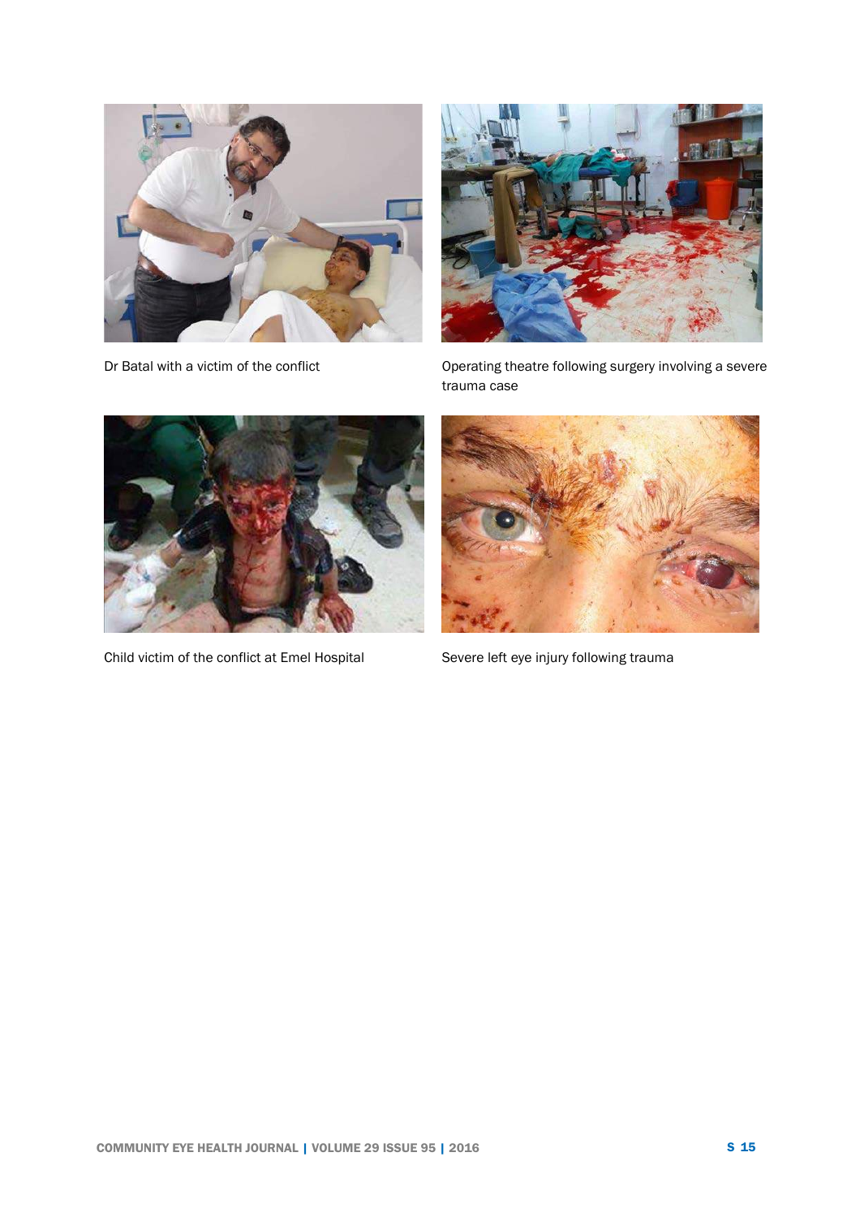Dr Batal with a victim of the conflict

Operating theatre following surgery involving a severe trauma case

Child victim of the conflict at Emel Hospital

Severe left eye injury following trauma